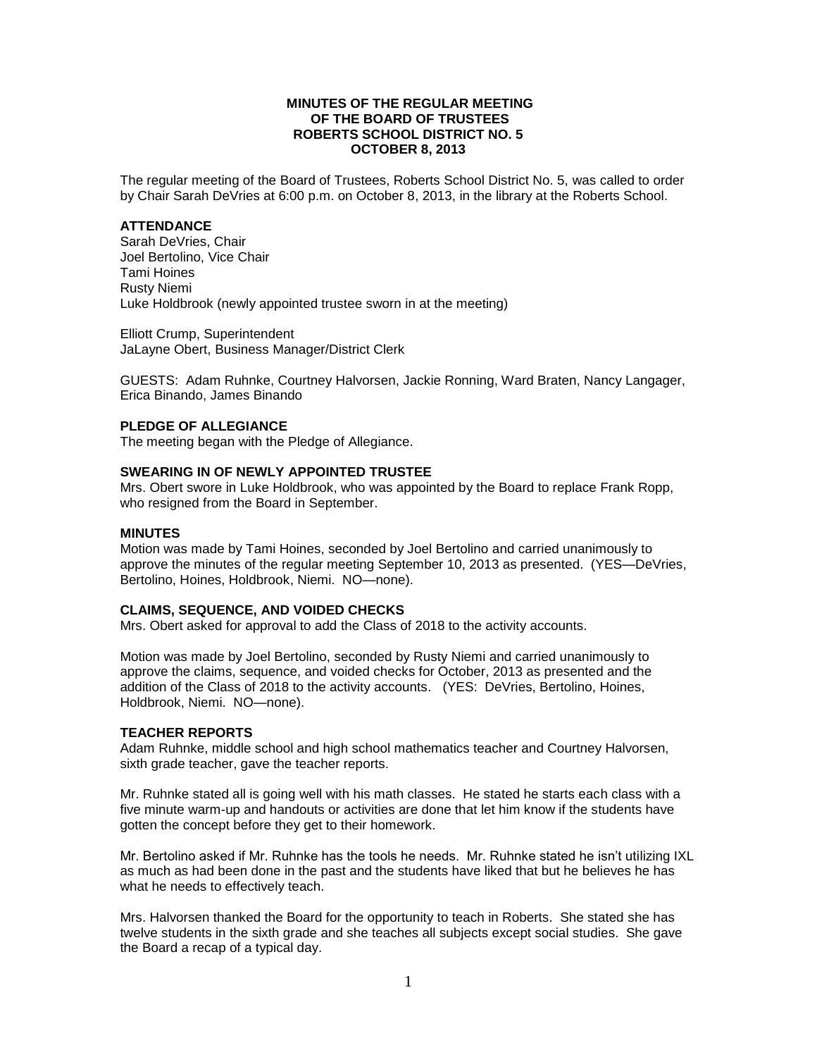**MINUTES OF THE REGULAR MEETING**
**OF THE BOARD OF TRUSTEES**
**ROBERTS SCHOOL DISTRICT NO. 5**
**OCTOBER 8, 2013**

The regular meeting of the Board of Trustees, Roberts School District No. 5, was called to order by Chair Sarah DeVries at 6:00 p.m. on October 8, 2013, in the library at the Roberts School.

**ATTENDANCE**

Sarah DeVries, Chair
Joel Bertolino, Vice Chair
Tami Hoines
Rusty Niemi
Luke Holdbrook (newly appointed trustee sworn in at the meeting)

Elliott Crump, Superintendent
JaLayne Obert, Business Manager/District Clerk

GUESTS: Adam Ruhnke, Courtney Halvorsen, Jackie Ronning, Ward Braten, Nancy Langager, Erica Binando, James Binando

**PLEDGE OF ALLEGIANCE**

The meeting began with the Pledge of Allegiance.

**SWEARING IN OF NEWLY APPOINTED TRUSTEE**

Mrs. Obert swore in Luke Holdbrook, who was appointed by the Board to replace Frank Ropp, who resigned from the Board in September.

**MINUTES**

Motion was made by Tami Hoines, seconded by Joel Bertolino and carried unanimously to approve the minutes of the regular meeting September 10, 2013 as presented. (YES—DeVries, Bertolino, Hoines, Holdbrook, Niemi. NO—none).

**CLAIMS, SEQUENCE, AND VOIDED CHECKS**

Mrs. Obert asked for approval to add the Class of 2018 to the activity accounts.

Motion was made by Joel Bertolino, seconded by Rusty Niemi and carried unanimously to approve the claims, sequence, and voided checks for October, 2013 as presented and the addition of the Class of 2018 to the activity accounts. (YES: DeVries, Bertolino, Hoines, Holdbrook, Niemi. NO—none).

**TEACHER REPORTS**

Adam Ruhnke, middle school and high school mathematics teacher and Courtney Halvorsen, sixth grade teacher, gave the teacher reports.

Mr. Ruhnke stated all is going well with his math classes. He stated he starts each class with a five minute warm-up and handouts or activities are done that let him know if the students have gotten the concept before they get to their homework.

Mr. Bertolino asked if Mr. Ruhnke has the tools he needs. Mr. Ruhnke stated he isn't utilizing IXL as much as had been done in the past and the students have liked that but he believes he has what he needs to effectively teach.

Mrs. Halvorsen thanked the Board for the opportunity to teach in Roberts. She stated she has twelve students in the sixth grade and she teaches all subjects except social studies. She gave the Board a recap of a typical day.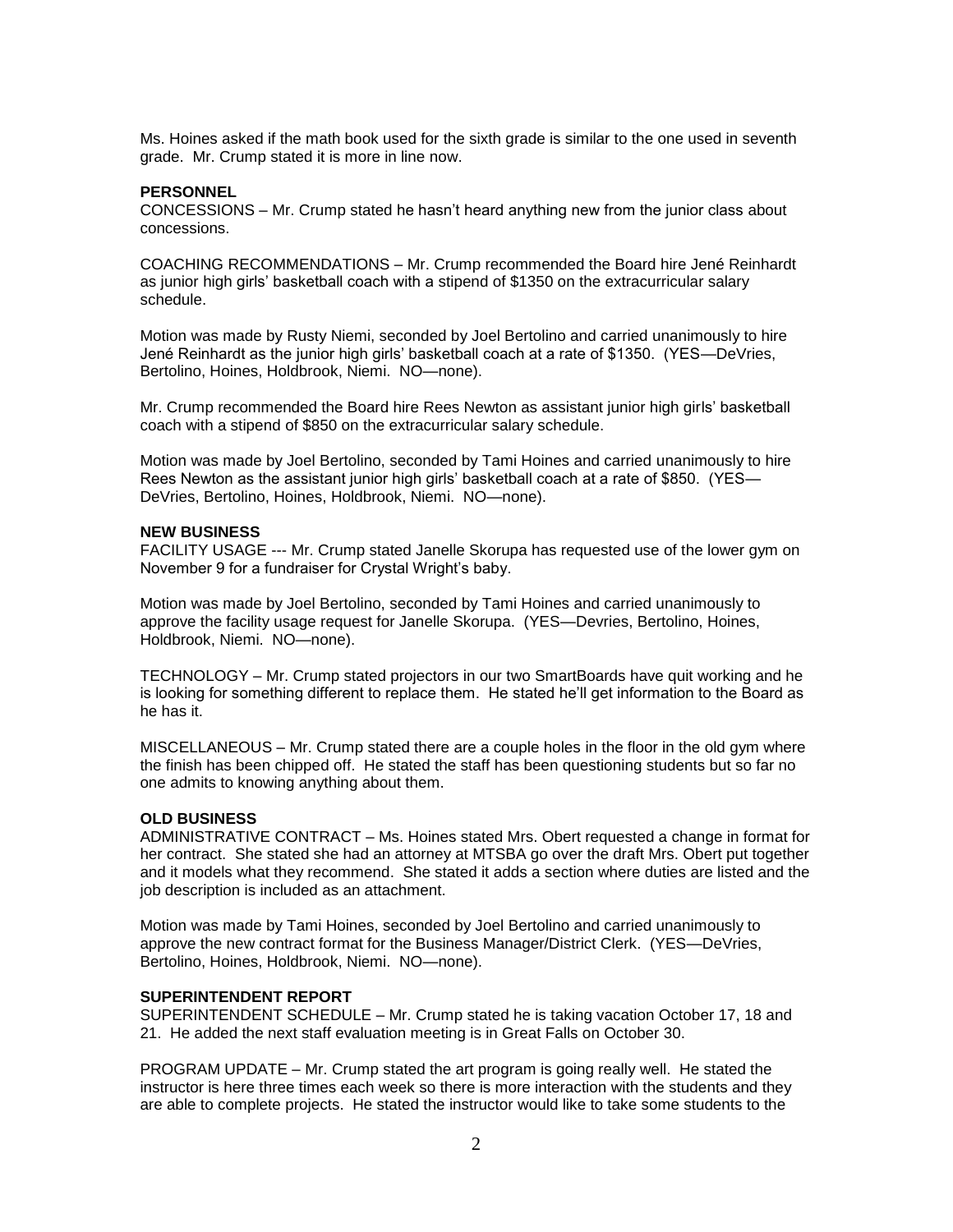Ms. Hoines asked if the math book used for the sixth grade is similar to the one used in seventh grade. Mr. Crump stated it is more in line now.

**PERSONNEL**

CONCESSIONS – Mr. Crump stated he hasn't heard anything new from the junior class about concessions.

COACHING RECOMMENDATIONS – Mr. Crump recommended the Board hire Jené Reinhardt as junior high girls' basketball coach with a stipend of $1350 on the extracurricular salary schedule.

Motion was made by Rusty Niemi, seconded by Joel Bertolino and carried unanimously to hire Jené Reinhardt as the junior high girls' basketball coach at a rate of $1350. (YES—DeVries, Bertolino, Hoines, Holdbrook, Niemi. NO—none).

Mr. Crump recommended the Board hire Rees Newton as assistant junior high girls' basketball coach with a stipend of $850 on the extracurricular salary schedule.

Motion was made by Joel Bertolino, seconded by Tami Hoines and carried unanimously to hire Rees Newton as the assistant junior high girls' basketball coach at a rate of $850. (YES—DeVries, Bertolino, Hoines, Holdbrook, Niemi. NO—none).

**NEW BUSINESS**

FACILITY USAGE --- Mr. Crump stated Janelle Skorupa has requested use of the lower gym on November 9 for a fundraiser for Crystal Wright's baby.

Motion was made by Joel Bertolino, seconded by Tami Hoines and carried unanimously to approve the facility usage request for Janelle Skorupa. (YES—Devries, Bertolino, Hoines, Holdbrook, Niemi. NO—none).

TECHNOLOGY – Mr. Crump stated projectors in our two SmartBoards have quit working and he is looking for something different to replace them. He stated he'll get information to the Board as he has it.

MISCELLANEOUS – Mr. Crump stated there are a couple holes in the floor in the old gym where the finish has been chipped off. He stated the staff has been questioning students but so far no one admits to knowing anything about them.

**OLD BUSINESS**

ADMINISTRATIVE CONTRACT – Ms. Hoines stated Mrs. Obert requested a change in format for her contract. She stated she had an attorney at MTSBA go over the draft Mrs. Obert put together and it models what they recommend. She stated it adds a section where duties are listed and the job description is included as an attachment.

Motion was made by Tami Hoines, seconded by Joel Bertolino and carried unanimously to approve the new contract format for the Business Manager/District Clerk. (YES—DeVries, Bertolino, Hoines, Holdbrook, Niemi. NO—none).

**SUPERINTENDENT REPORT**

SUPERINTENDENT SCHEDULE – Mr. Crump stated he is taking vacation October 17, 18 and 21. He added the next staff evaluation meeting is in Great Falls on October 30.

PROGRAM UPDATE – Mr. Crump stated the art program is going really well. He stated the instructor is here three times each week so there is more interaction with the students and they are able to complete projects. He stated the instructor would like to take some students to the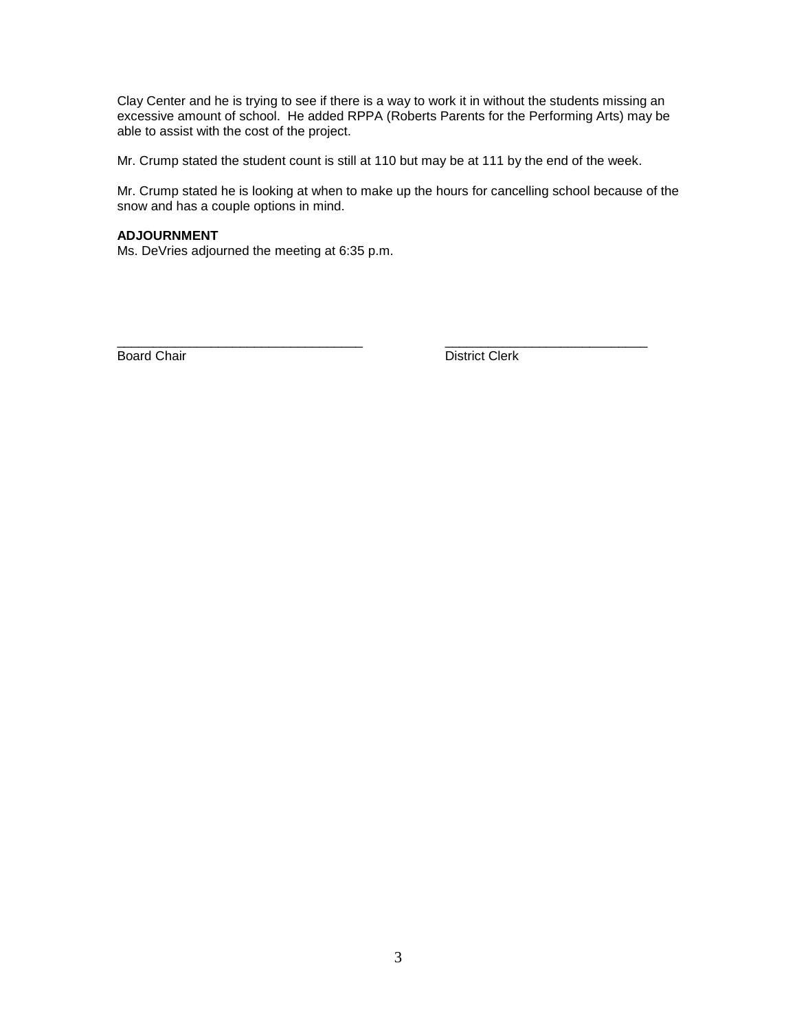Clay Center and he is trying to see if there is a way to work it in without the students missing an excessive amount of school. He added RPPA (Roberts Parents for the Performing Arts) may be able to assist with the cost of the project.

Mr. Crump stated the student count is still at 110 but may be at 111 by the end of the week.

Mr. Crump stated he is looking at when to make up the hours for cancelling school because of the snow and has a couple options in mind.

**ADJOURNMENT**
Ms. DeVries adjourned the meeting at 6:35 p.m.

___________________________________ ____________________________
Board Chair District Clerk